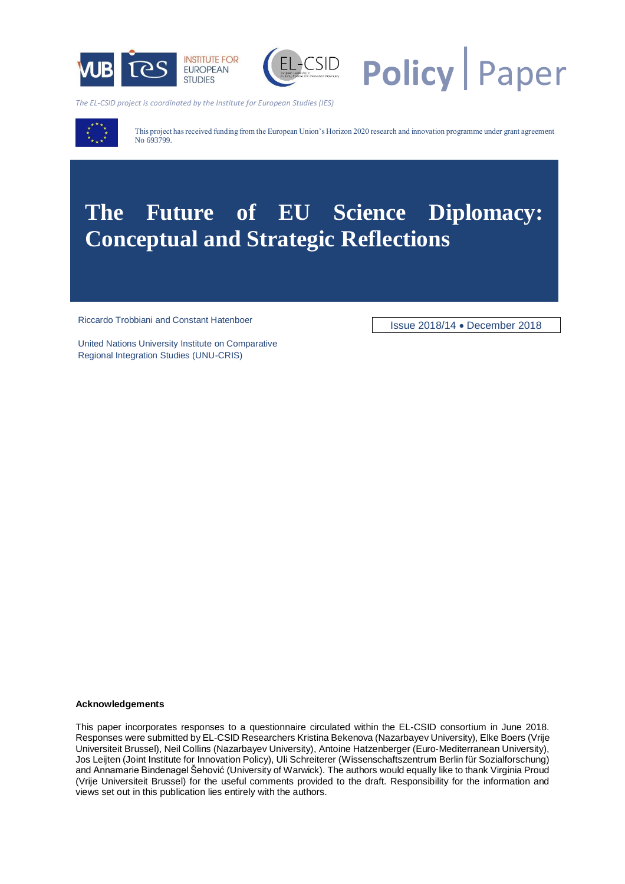The EL-CSID project is coordinated by the Institute for European Studies (IES)

This project has received funding from the European Union's Horizon 2020 research and innovation programme under grant agreement No 693799.

# The Future of EU Science Diplomacy: Conceptual and Strategic Reflections

Riccardo Trobbiani and Constant Hatenboer

United Nations University Institute on Comparative Regional Integration Studies (UNU-CRIS)

Issue 2018/14 • December 2018

**Acknowledgements**

This paper incorporates responses to a questionnaire circulated within the EL-CSID consortium in June 2018. Responses were submitted by EL-CSID Researchers Kristina Bekenova (Nazarbayev University), Elke Boers (Vrije Universiteit Brussel), Neil Collins (Nazarbayev University), Antoine Hatzenberger (Euro-Mediterranean University), Jos Leijten (Joint Institute for Innovation Policy), Uli Schreiterer (Wissenschaftszentrum Berlin für Sozialforschung) and Annamarie Bindenagel Šehović (University of Warwick). The authors would equally like to thank Virginia Proud (Vrije Universiteit Brussel) for the useful comments provided to the draft. Responsibility for the information and views set out in this publication lies entirely with the authors.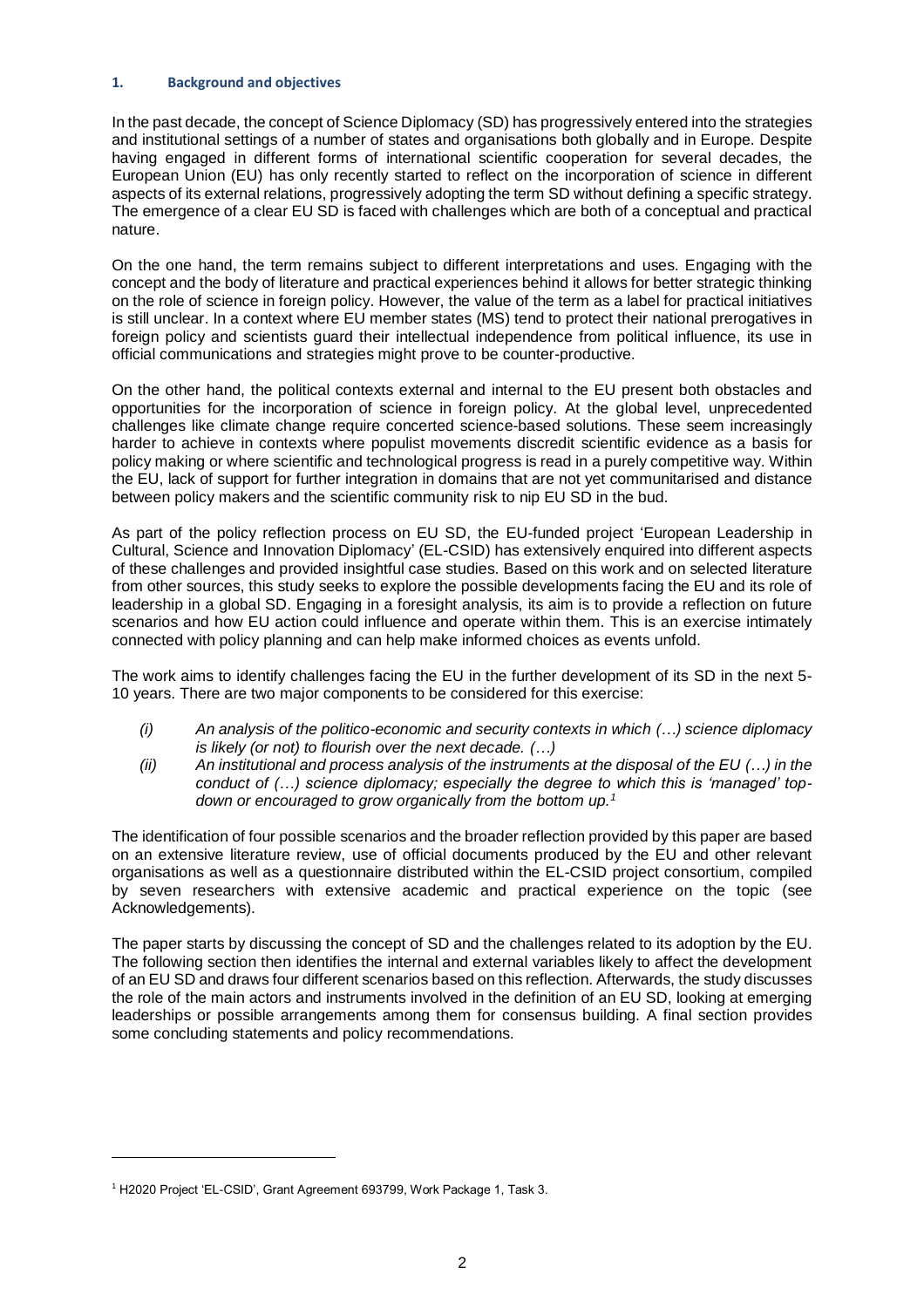## 1. Background and objectives

In the past decade, the concept of Science Diplomacy (SD) has progressively entered into the strategies and institutional settings of a number of states and organisations both globally and in Europe. Despite having engaged in different forms of international scientific cooperation for several decades, the European Union (EU) has only recently started to reflect on the incorporation of science in different aspects of its external relations, progressively adopting the term SD without defining a specific strategy. The emergence of a clear EU SD is faced with challenges which are both of a conceptual and practical nature.

On the one hand, the term remains subject to different interpretations and uses. Engaging with the concept and the body of literature and practical experiences behind it allows for better strategic thinking on the role of science in foreign policy. However, the value of the term as a label for practical initiatives is still unclear. In a context where EU member states (MS) tend to protect their national prerogatives in foreign policy and scientists guard their intellectual independence from political influence, its use in official communications and strategies might prove to be counter-productive.

On the other hand, the political contexts external and internal to the EU present both obstacles and opportunities for the incorporation of science in foreign policy. At the global level, unprecedented challenges like climate change require concerted science-based solutions. These seem increasingly harder to achieve in contexts where populist movements discredit scientific evidence as a basis for policy making or where scientific and technological progress is read in a purely competitive way. Within the EU, lack of support for further integration in domains that are not yet communitarised and distance between policy makers and the scientific community risk to nip EU SD in the bud.

As part of the policy reflection process on EU SD, the EU-funded project 'European Leadership in Cultural, Science and Innovation Diplomacy' (EL-CSID) has extensively enquired into different aspects of these challenges and provided insightful case studies. Based on this work and on selected literature from other sources, this study seeks to explore the possible developments facing the EU and its role of leadership in a global SD. Engaging in a foresight analysis, its aim is to provide a reflection on future scenarios and how EU action could influence and operate within them. This is an exercise intimately connected with policy planning and can help make informed choices as events unfold.

The work aims to identify challenges facing the EU in the further development of its SD in the next 5-10 years. There are two major components to be considered for this exercise:

- *(i) An analysis of the politico-economic and security contexts in which (…) science diplomacy is likely (or not) to flourish over the next decade. (…)*
- *(ii) An institutional and process analysis of the instruments at the disposal of the EU (…) in the conduct of (…) science diplomacy; especially the degree to which this is 'managed' top-down or encouraged to grow organically from the bottom up.*[1]

The identification of four possible scenarios and the broader reflection provided by this paper are based on an extensive literature review, use of official documents produced by the EU and other relevant organisations as well as a questionnaire distributed within the EL-CSID project consortium, compiled by seven researchers with extensive academic and practical experience on the topic (see Acknowledgements).

The paper starts by discussing the concept of SD and the challenges related to its adoption by the EU. The following section then identifies the internal and external variables likely to affect the development of an EU SD and draws four different scenarios based on this reflection. Afterwards, the study discusses the role of the main actors and instruments involved in the definition of an EU SD, looking at emerging leaderships or possible arrangements among them for consensus building. A final section provides some concluding statements and policy recommendations.

---

[1] H2020 Project 'EL-CSID', Grant Agreement 693799, Work Package 1, Task 3.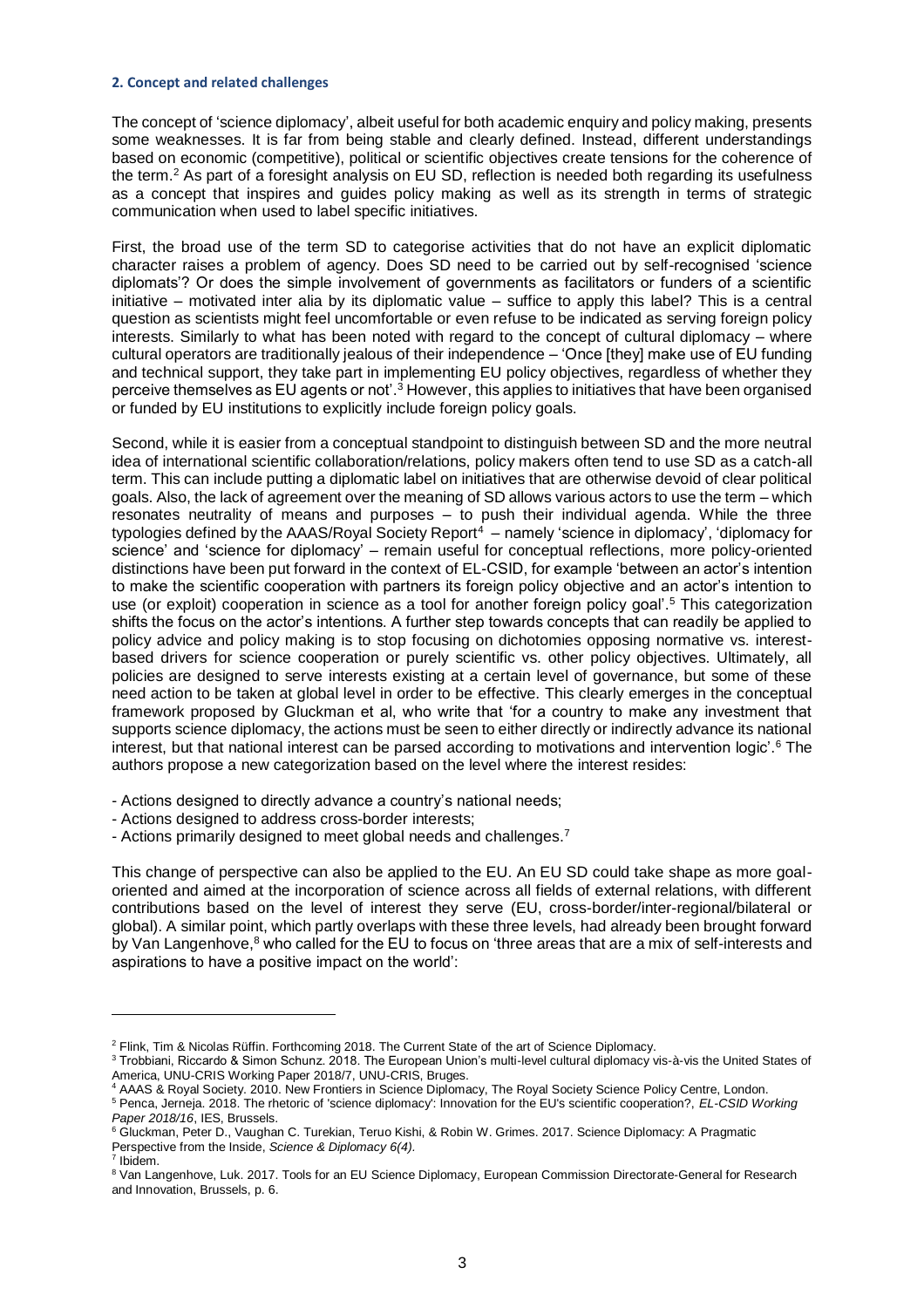#### 2. Concept and related challenges

The concept of 'science diplomacy', albeit useful for both academic enquiry and policy making, presents some weaknesses. It is far from being stable and clearly defined. Instead, different understandings based on economic (competitive), political or scientific objectives create tensions for the coherence of the term.[2] As part of a foresight analysis on EU SD, reflection is needed both regarding its usefulness as a concept that inspires and guides policy making as well as its strength in terms of strategic communication when used to label specific initiatives.

First, the broad use of the term SD to categorise activities that do not have an explicit diplomatic character raises a problem of agency. Does SD need to be carried out by self-recognised 'science diplomats'? Or does the simple involvement of governments as facilitators or funders of a scientific initiative – motivated inter alia by its diplomatic value – suffice to apply this label? This is a central question as scientists might feel uncomfortable or even refuse to be indicated as serving foreign policy interests. Similarly to what has been noted with regard to the concept of cultural diplomacy – where cultural operators are traditionally jealous of their independence – 'Once [they] make use of EU funding and technical support, they take part in implementing EU policy objectives, regardless of whether they perceive themselves as EU agents or not'.[3] However, this applies to initiatives that have been organised or funded by EU institutions to explicitly include foreign policy goals.

Second, while it is easier from a conceptual standpoint to distinguish between SD and the more neutral idea of international scientific collaboration/relations, policy makers often tend to use SD as a catch-all term. This can include putting a diplomatic label on initiatives that are otherwise devoid of clear political goals. Also, the lack of agreement over the meaning of SD allows various actors to use the term – which resonates neutrality of means and purposes – to push their individual agenda. While the three typologies defined by the AAAS/Royal Society Report[4] – namely 'science in diplomacy', 'diplomacy for science' and 'science for diplomacy' – remain useful for conceptual reflections, more policy-oriented distinctions have been put forward in the context of EL-CSID, for example 'between an actor's intention to make the scientific cooperation with partners its foreign policy objective and an actor's intention to use (or exploit) cooperation in science as a tool for another foreign policy goal'.[5] This categorization shifts the focus on the actor's intentions. A further step towards concepts that can readily be applied to policy advice and policy making is to stop focusing on dichotomies opposing normative vs. interest-based drivers for science cooperation or purely scientific vs. other policy objectives. Ultimately, all policies are designed to serve interests existing at a certain level of governance, but some of these need action to be taken at global level in order to be effective. This clearly emerges in the conceptual framework proposed by Gluckman et al, who write that 'for a country to make any investment that supports science diplomacy, the actions must be seen to either directly or indirectly advance its national interest, but that national interest can be parsed according to motivations and intervention logic'.[6] The authors propose a new categorization based on the level where the interest resides:

- Actions designed to directly advance a country's national needs;
- Actions designed to address cross-border interests;
- Actions primarily designed to meet global needs and challenges.[7]

This change of perspective can also be applied to the EU. An EU SD could take shape as more goal-oriented and aimed at the incorporation of science across all fields of external relations, with different contributions based on the level of interest they serve (EU, cross-border/inter-regional/bilateral or global). A similar point, which partly overlaps with these three levels, had already been brought forward by Van Langenhove,[8] who called for the EU to focus on 'three areas that are a mix of self-interests and aspirations to have a positive impact on the world':

---

[2] Flink, Tim & Nicolas Rüffin. Forthcoming 2018. The Current State of the art of Science Diplomacy.

[3] Trobbiani, Riccardo & Simon Schunz. 2018. The European Union's multi-level cultural diplomacy vis-à-vis the United States of America, UNU-CRIS Working Paper 2018/7, UNU-CRIS, Bruges.

[4] AAAS & Royal Society. 2010. New Frontiers in Science Diplomacy, The Royal Society Science Policy Centre, London.

[5] Penca, Jerneja. 2018. The rhetoric of 'science diplomacy': Innovation for the EU's scientific cooperation?, *EL-CSID Working Paper 2018/16*, IES, Brussels.

[6] Gluckman, Peter D., Vaughan C. Turekian, Teruo Kishi, & Robin W. Grimes. 2017. Science Diplomacy: A Pragmatic Perspective from the Inside, *Science & Diplomacy 6(4).*

[7] Ibidem.

[8] Van Langenhove, Luk. 2017. Tools for an EU Science Diplomacy, European Commission Directorate-General for Research and Innovation, Brussels, p. 6.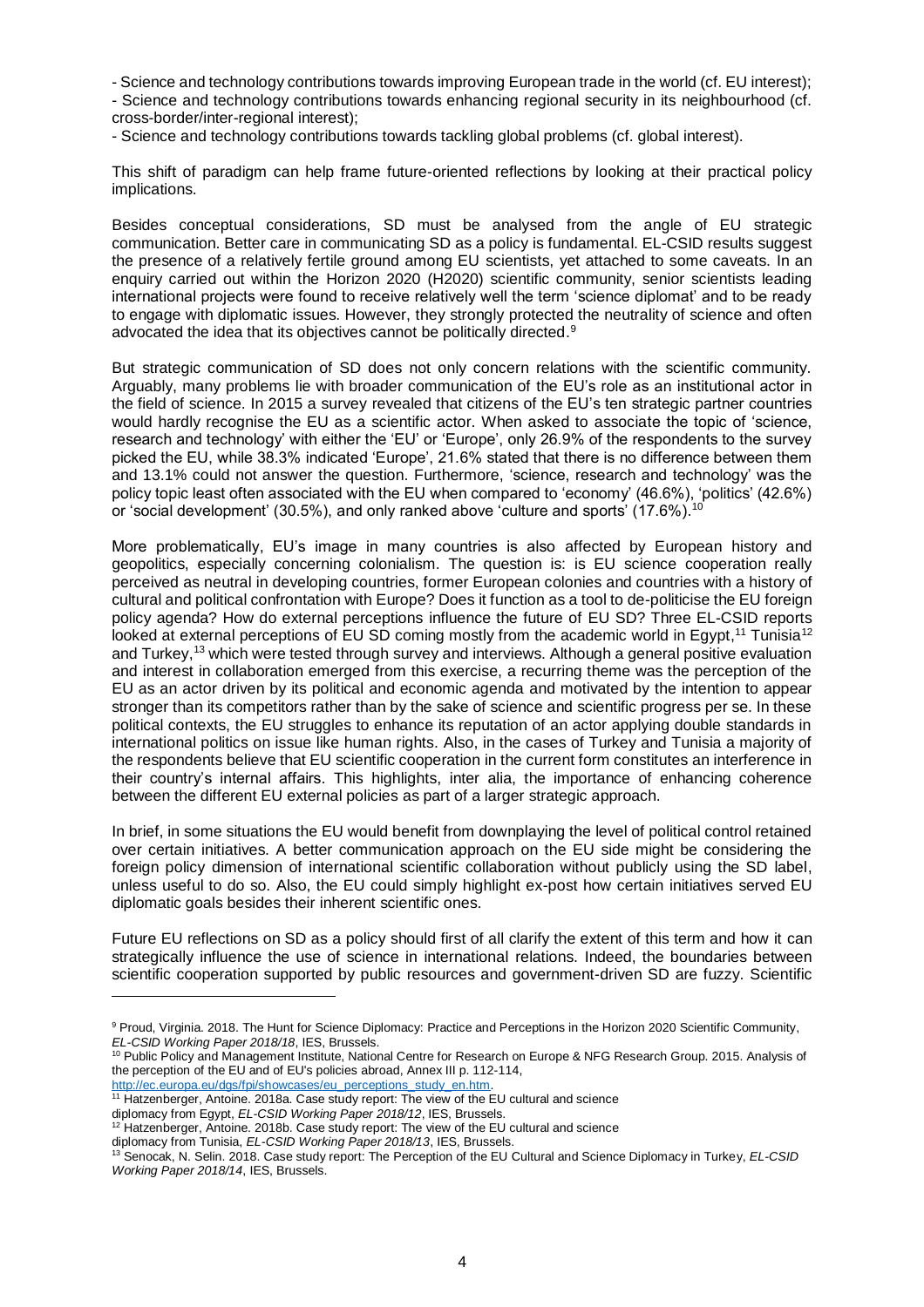- Science and technology contributions towards improving European trade in the world (cf. EU interest);
- Science and technology contributions towards enhancing regional security in its neighbourhood (cf. cross-border/inter-regional interest);
- Science and technology contributions towards tackling global problems (cf. global interest).

This shift of paradigm can help frame future-oriented reflections by looking at their practical policy implications.

Besides conceptual considerations, SD must be analysed from the angle of EU strategic communication. Better care in communicating SD as a policy is fundamental. EL-CSID results suggest the presence of a relatively fertile ground among EU scientists, yet attached to some caveats. In an enquiry carried out within the Horizon 2020 (H2020) scientific community, senior scientists leading international projects were found to receive relatively well the term 'science diplomat' and to be ready to engage with diplomatic issues. However, they strongly protected the neutrality of science and often advocated the idea that its objectives cannot be politically directed.[9]

But strategic communication of SD does not only concern relations with the scientific community. Arguably, many problems lie with broader communication of the EU's role as an institutional actor in the field of science. In 2015 a survey revealed that citizens of the EU's ten strategic partner countries would hardly recognise the EU as a scientific actor. When asked to associate the topic of 'science, research and technology' with either the 'EU' or 'Europe', only 26.9% of the respondents to the survey picked the EU, while 38.3% indicated 'Europe', 21.6% stated that there is no difference between them and 13.1% could not answer the question. Furthermore, 'science, research and technology' was the policy topic least often associated with the EU when compared to 'economy' (46.6%), 'politics' (42.6%) or 'social development' (30.5%), and only ranked above 'culture and sports' (17.6%).[10]

More problematically, EU's image in many countries is also affected by European history and geopolitics, especially concerning colonialism. The question is: is EU science cooperation really perceived as neutral in developing countries, former European colonies and countries with a history of cultural and political confrontation with Europe? Does it function as a tool to de-politicise the EU foreign policy agenda? How do external perceptions influence the future of EU SD? Three EL-CSID reports looked at external perceptions of EU SD coming mostly from the academic world in Egypt,[11] Tunisia[12] and Turkey,[13] which were tested through survey and interviews. Although a general positive evaluation and interest in collaboration emerged from this exercise, a recurring theme was the perception of the EU as an actor driven by its political and economic agenda and motivated by the intention to appear stronger than its competitors rather than by the sake of science and scientific progress per se. In these political contexts, the EU struggles to enhance its reputation of an actor applying double standards in international politics on issue like human rights. Also, in the cases of Turkey and Tunisia a majority of the respondents believe that EU scientific cooperation in the current form constitutes an interference in their country's internal affairs. This highlights, inter alia, the importance of enhancing coherence between the different EU external policies as part of a larger strategic approach.

In brief, in some situations the EU would benefit from downplaying the level of political control retained over certain initiatives. A better communication approach on the EU side might be considering the foreign policy dimension of international scientific collaboration without publicly using the SD label, unless useful to do so. Also, the EU could simply highlight ex-post how certain initiatives served EU diplomatic goals besides their inherent scientific ones.

Future EU reflections on SD as a policy should first of all clarify the extent of this term and how it can strategically influence the use of science in international relations. Indeed, the boundaries between scientific cooperation supported by public resources and government-driven SD are fuzzy. Scientific

---

[9] Proud, Virginia. 2018. The Hunt for Science Diplomacy: Practice and Perceptions in the Horizon 2020 Scientific Community, *EL-CSID Working Paper 2018/18*, IES, Brussels.

[10] Public Policy and Management Institute, National Centre for Research on Europe & NFG Research Group. 2015. Analysis of the perception of the EU and of EU's policies abroad, Annex III p. 112-114, http://ec.europa.eu/dgs/fpi/showcases/eu_perceptions_study_en.htm.

[11] Hatzenberger, Antoine. 2018a. Case study report: The view of the EU cultural and science diplomacy from Egypt, *EL-CSID Working Paper 2018/12*, IES, Brussels.

[12] Hatzenberger, Antoine. 2018b. Case study report: The view of the EU cultural and science diplomacy from Tunisia, *EL-CSID Working Paper 2018/13*, IES, Brussels.

[13] Senocak, N. Selin. 2018. Case study report: The Perception of the EU Cultural and Science Diplomacy in Turkey, *EL-CSID Working Paper 2018/14*, IES, Brussels.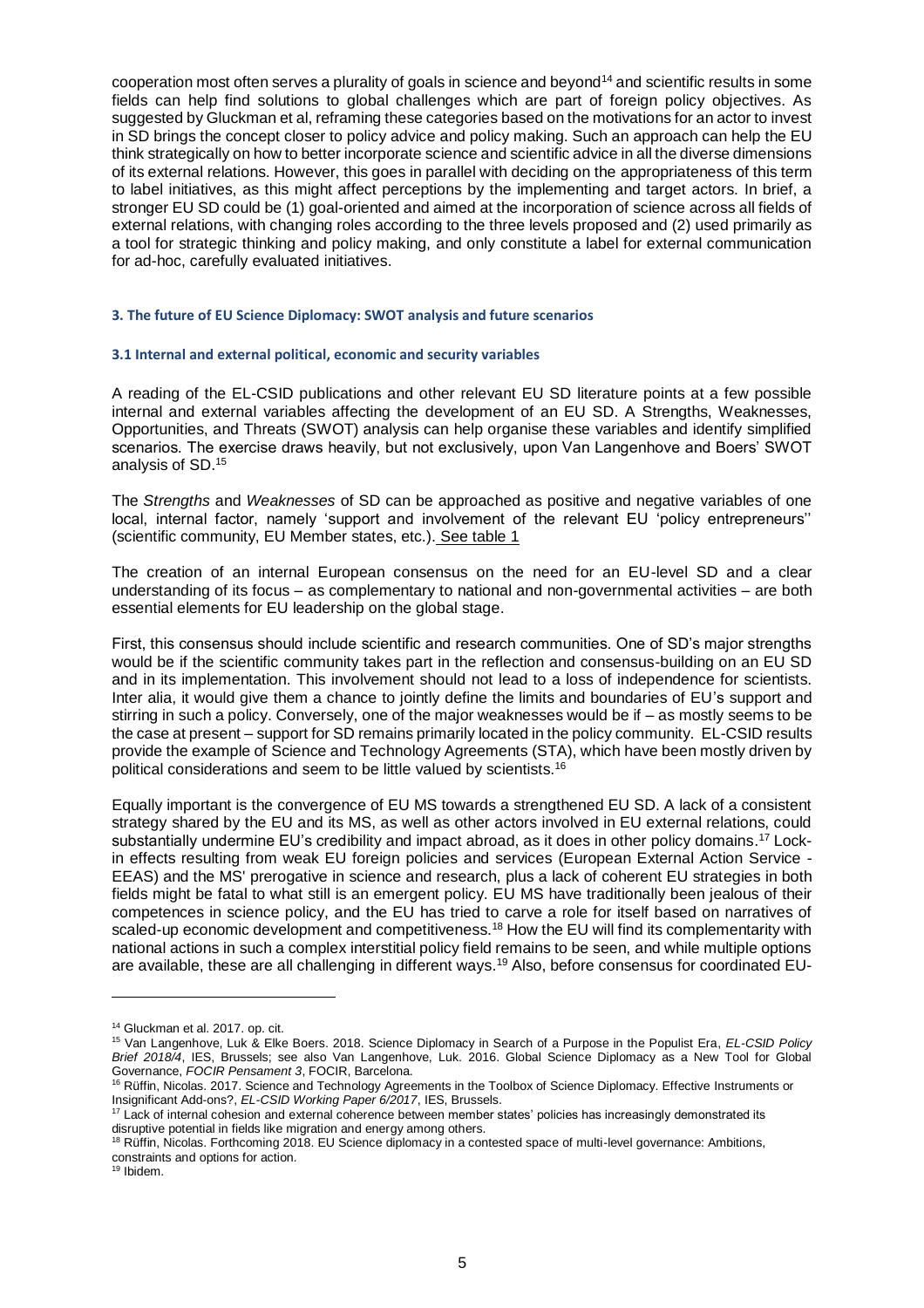cooperation most often serves a plurality of goals in science and beyond[14] and scientific results in some fields can help find solutions to global challenges which are part of foreign policy objectives. As suggested by Gluckman et al, reframing these categories based on the motivations for an actor to invest in SD brings the concept closer to policy advice and policy making. Such an approach can help the EU think strategically on how to better incorporate science and scientific advice in all the diverse dimensions of its external relations. However, this goes in parallel with deciding on the appropriateness of this term to label initiatives, as this might affect perceptions by the implementing and target actors. In brief, a stronger EU SD could be (1) goal-oriented and aimed at the incorporation of science across all fields of external relations, with changing roles according to the three levels proposed and (2) used primarily as a tool for strategic thinking and policy making, and only constitute a label for external communication for ad-hoc, carefully evaluated initiatives.

## 3. The future of EU Science Diplomacy: SWOT analysis and future scenarios

### 3.1 Internal and external political, economic and security variables

A reading of the EL-CSID publications and other relevant EU SD literature points at a few possible internal and external variables affecting the development of an EU SD. A Strengths, Weaknesses, Opportunities, and Threats (SWOT) analysis can help organise these variables and identify simplified scenarios. The exercise draws heavily, but not exclusively, upon Van Langenhove and Boers' SWOT analysis of SD.[15]

The *Strengths* and *Weaknesses* of SD can be approached as positive and negative variables of one local, internal factor, namely 'support and involvement of the relevant EU 'policy entrepreneurs'' (scientific community, EU Member states, etc.). See table 1

The creation of an internal European consensus on the need for an EU-level SD and a clear understanding of its focus – as complementary to national and non-governmental activities – are both essential elements for EU leadership on the global stage.

First, this consensus should include scientific and research communities. One of SD's major strengths would be if the scientific community takes part in the reflection and consensus-building on an EU SD and in its implementation. This involvement should not lead to a loss of independence for scientists. Inter alia, it would give them a chance to jointly define the limits and boundaries of EU's support and stirring in such a policy. Conversely, one of the major weaknesses would be if – as mostly seems to be the case at present – support for SD remains primarily located in the policy community. EL-CSID results provide the example of Science and Technology Agreements (STA), which have been mostly driven by political considerations and seem to be little valued by scientists.[16]

Equally important is the convergence of EU MS towards a strengthened EU SD. A lack of a consistent strategy shared by the EU and its MS, as well as other actors involved in EU external relations, could substantially undermine EU's credibility and impact abroad, as it does in other policy domains.[17] Lock-in effects resulting from weak EU foreign policies and services (European External Action Service - EEAS) and the MS' prerogative in science and research, plus a lack of coherent EU strategies in both fields might be fatal to what still is an emergent policy. EU MS have traditionally been jealous of their competences in science policy, and the EU has tried to carve a role for itself based on narratives of scaled-up economic development and competitiveness.[18] How the EU will find its complementarity with national actions in such a complex interstitial policy field remains to be seen, and while multiple options are available, these are all challenging in different ways.[19] Also, before consensus for coordinated EU-

[14] Gluckman et al. 2017. op. cit.

[15] Van Langenhove, Luk & Elke Boers. 2018. Science Diplomacy in Search of a Purpose in the Populist Era, *EL-CSID Policy Brief 2018/4*, IES, Brussels; see also Van Langenhove, Luk. 2016. Global Science Diplomacy as a New Tool for Global Governance, *FOCIR Pensament 3*, FOCIR, Barcelona.

[16] Rüffin, Nicolas. 2017. Science and Technology Agreements in the Toolbox of Science Diplomacy. Effective Instruments or Insignificant Add-ons?, *EL-CSID Working Paper 6/2017*, IES, Brussels.

[17] Lack of internal cohesion and external coherence between member states' policies has increasingly demonstrated its disruptive potential in fields like migration and energy among others.

[18] Rüffin, Nicolas. Forthcoming 2018. EU Science diplomacy in a contested space of multi-level governance: Ambitions, constraints and options for action.

[19] Ibidem.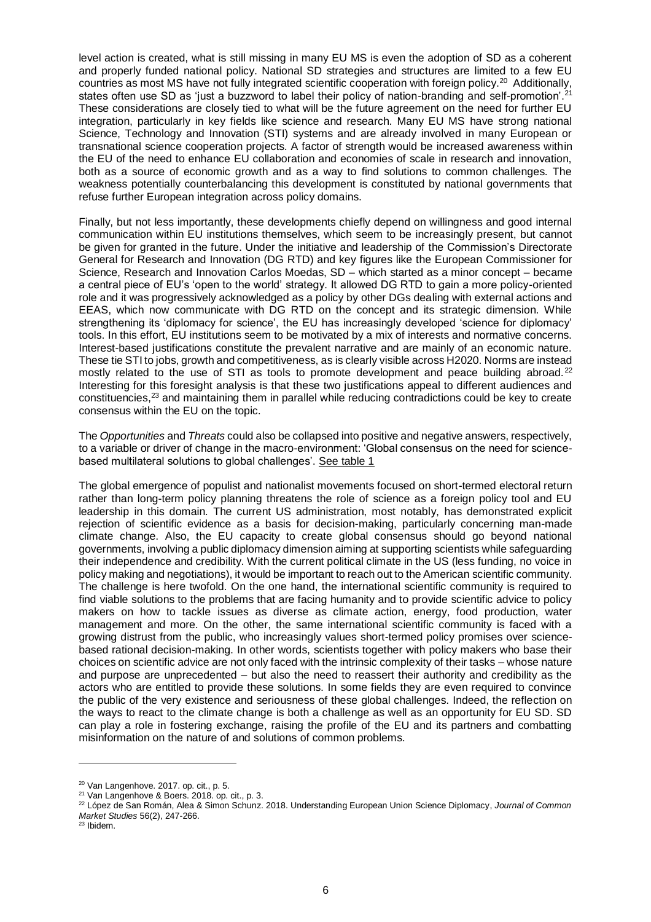level action is created, what is still missing in many EU MS is even the adoption of SD as a coherent and properly funded national policy. National SD strategies and structures are limited to a few EU countries as most MS have not fully integrated scientific cooperation with foreign policy.[20] Additionally, states often use SD as 'just a buzzword to label their policy of nation-branding and self-promotion'.[21] These considerations are closely tied to what will be the future agreement on the need for further EU integration, particularly in key fields like science and research. Many EU MS have strong national Science, Technology and Innovation (STI) systems and are already involved in many European or transnational science cooperation projects. A factor of strength would be increased awareness within the EU of the need to enhance EU collaboration and economies of scale in research and innovation, both as a source of economic growth and as a way to find solutions to common challenges. The weakness potentially counterbalancing this development is constituted by national governments that refuse further European integration across policy domains.

Finally, but not less importantly, these developments chiefly depend on willingness and good internal communication within EU institutions themselves, which seem to be increasingly present, but cannot be given for granted in the future. Under the initiative and leadership of the Commission's Directorate General for Research and Innovation (DG RTD) and key figures like the European Commissioner for Science, Research and Innovation Carlos Moedas, SD – which started as a minor concept – became a central piece of EU's 'open to the world' strategy. It allowed DG RTD to gain a more policy-oriented role and it was progressively acknowledged as a policy by other DGs dealing with external actions and EEAS, which now communicate with DG RTD on the concept and its strategic dimension. While strengthening its 'diplomacy for science', the EU has increasingly developed 'science for diplomacy' tools. In this effort, EU institutions seem to be motivated by a mix of interests and normative concerns. Interest-based justifications constitute the prevalent narrative and are mainly of an economic nature. These tie STI to jobs, growth and competitiveness, as is clearly visible across H2020. Norms are instead mostly related to the use of STI as tools to promote development and peace building abroad.[22] Interesting for this foresight analysis is that these two justifications appeal to different audiences and constituencies,[23] and maintaining them in parallel while reducing contradictions could be key to create consensus within the EU on the topic.

The *Opportunities* and *Threats* could also be collapsed into positive and negative answers, respectively, to a variable or driver of change in the macro-environment: 'Global consensus on the need for science-based multilateral solutions to global challenges'. See table 1

The global emergence of populist and nationalist movements focused on short-termed electoral return rather than long-term policy planning threatens the role of science as a foreign policy tool and EU leadership in this domain. The current US administration, most notably, has demonstrated explicit rejection of scientific evidence as a basis for decision-making, particularly concerning man-made climate change. Also, the EU capacity to create global consensus should go beyond national governments, involving a public diplomacy dimension aiming at supporting scientists while safeguarding their independence and credibility. With the current political climate in the US (less funding, no voice in policy making and negotiations), it would be important to reach out to the American scientific community. The challenge is here twofold. On the one hand, the international scientific community is required to find viable solutions to the problems that are facing humanity and to provide scientific advice to policy makers on how to tackle issues as diverse as climate action, energy, food production, water management and more. On the other, the same international scientific community is faced with a growing distrust from the public, who increasingly values short-termed policy promises over science-based rational decision-making. In other words, scientists together with policy makers who base their choices on scientific advice are not only faced with the intrinsic complexity of their tasks – whose nature and purpose are unprecedented – but also the need to reassert their authority and credibility as the actors who are entitled to provide these solutions. In some fields they are even required to convince the public of the very existence and seriousness of these global challenges. Indeed, the reflection on the ways to react to the climate change is both a challenge as well as an opportunity for EU SD. SD can play a role in fostering exchange, raising the profile of the EU and its partners and combatting misinformation on the nature of and solutions of common problems.

---

[20] Van Langenhove. 2017. op. cit., p. 5.

[21] Van Langenhove & Boers. 2018. op. cit., p. 3.

[22] López de San Román, Alea & Simon Schunz. 2018. Understanding European Union Science Diplomacy, *Journal of Common Market Studies* 56(2), 247-266.

[23] Ibidem.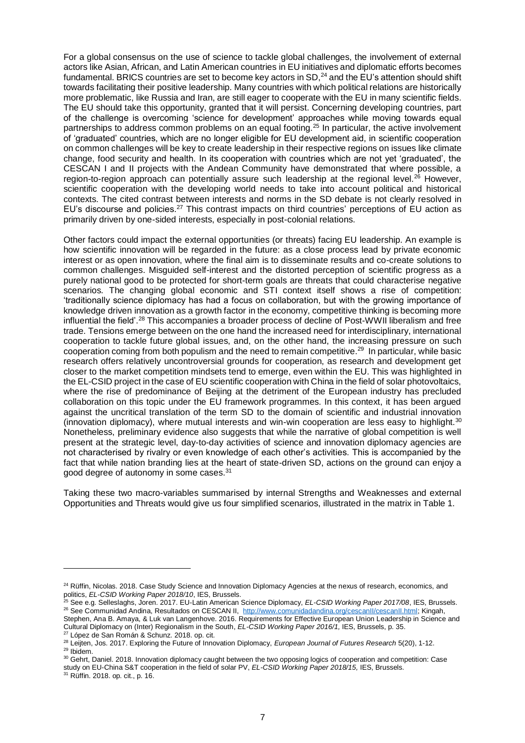For a global consensus on the use of science to tackle global challenges, the involvement of external actors like Asian, African, and Latin American countries in EU initiatives and diplomatic efforts becomes fundamental. BRICS countries are set to become key actors in SD,[24] and the EU's attention should shift towards facilitating their positive leadership. Many countries with which political relations are historically more problematic, like Russia and Iran, are still eager to cooperate with the EU in many scientific fields. The EU should take this opportunity, granted that it will persist. Concerning developing countries, part of the challenge is overcoming 'science for development' approaches while moving towards equal partnerships to address common problems on an equal footing.[25] In particular, the active involvement of 'graduated' countries, which are no longer eligible for EU development aid, in scientific cooperation on common challenges will be key to create leadership in their respective regions on issues like climate change, food security and health. In its cooperation with countries which are not yet 'graduated', the CESCAN I and II projects with the Andean Community have demonstrated that where possible, a region-to-region approach can potentially assure such leadership at the regional level.[26] However, scientific cooperation with the developing world needs to take into account political and historical contexts. The cited contrast between interests and norms in the SD debate is not clearly resolved in EU's discourse and policies.[27] This contrast impacts on third countries' perceptions of EU action as primarily driven by one-sided interests, especially in post-colonial relations.

Other factors could impact the external opportunities (or threats) facing EU leadership. An example is how scientific innovation will be regarded in the future: as a close process lead by private economic interest or as open innovation, where the final aim is to disseminate results and co-create solutions to common challenges. Misguided self-interest and the distorted perception of scientific progress as a purely national good to be protected for short-term goals are threats that could characterise negative scenarios. The changing global economic and STI context itself shows a rise of competition: 'traditionally science diplomacy has had a focus on collaboration, but with the growing importance of knowledge driven innovation as a growth factor in the economy, competitive thinking is becoming more influential the field'.[28] This accompanies a broader process of decline of Post-WWII liberalism and free trade. Tensions emerge between on the one hand the increased need for interdisciplinary, international cooperation to tackle future global issues, and, on the other hand, the increasing pressure on such cooperation coming from both populism and the need to remain competitive.[29] In particular, while basic research offers relatively uncontroversial grounds for cooperation, as research and development get closer to the market competition mindsets tend to emerge, even within the EU. This was highlighted in the EL-CSID project in the case of EU scientific cooperation with China in the field of solar photovoltaics, where the rise of predominance of Beijing at the detriment of the European industry has precluded collaboration on this topic under the EU framework programmes. In this context, it has been argued against the uncritical translation of the term SD to the domain of scientific and industrial innovation (innovation diplomacy), where mutual interests and win-win cooperation are less easy to highlight.[30] Nonetheless, preliminary evidence also suggests that while the narrative of global competition is well present at the strategic level, day-to-day activities of science and innovation diplomacy agencies are not characterised by rivalry or even knowledge of each other's activities. This is accompanied by the fact that while nation branding lies at the heart of state-driven SD, actions on the ground can enjoy a good degree of autonomy in some cases.[31]

Taking these two macro-variables summarised by internal Strengths and Weaknesses and external Opportunities and Threats would give us four simplified scenarios, illustrated in the matrix in Table 1.

---

[24] Rüffin, Nicolas. 2018. Case Study Science and Innovation Diplomacy Agencies at the nexus of research, economics, and politics, *EL-CSID Working Paper 2018/10*, IES, Brussels.

[25] See e.g. Selleslaghs, Joren. 2017. EU-Latin American Science Diplomacy, *EL-CSID Working Paper 2017/08*, IES, Brussels.

[26] See Communidad Andina, Resultados on CESCAN II, http://www.comunidadandina.org/cescanII/cescanII.html; Kingah, Stephen, Ana B. Amaya, & Luk van Langenhove. 2016. Requirements for Effective European Union Leadership in Science and Cultural Diplomacy on (Inter) Regionalism in the South, *EL-CSID Working Paper 2016/1,* IES, Brussels, p. 35.

[27] López de San Román & Schunz. 2018. op. cit.

[28] Leijten, Jos. 2017. Exploring the Future of Innovation Diplomacy, *European Journal of Futures Research* 5(20), 1-12.

[29] Ibidem.

[30] Gehrt, Daniel. 2018. Innovation diplomacy caught between the two opposing logics of cooperation and competition: Case study on EU-China S&T cooperation in the field of solar PV, *EL-CSID Working Paper 2018/15,* IES, Brussels.

[31] Rüffin. 2018. op. cit., p. 16.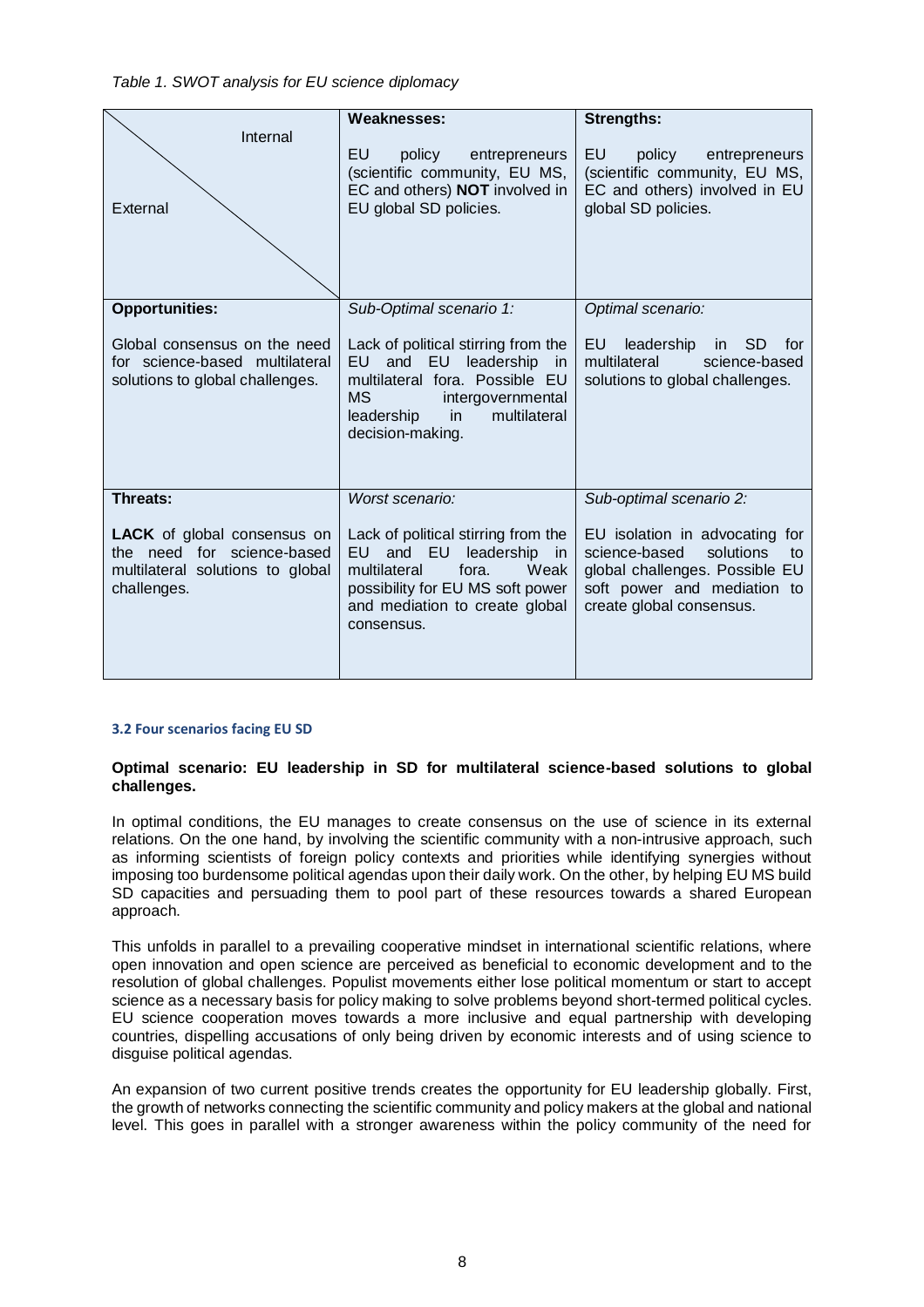*Table 1. SWOT analysis for EU science diplomacy*

| Internal / External | **Weaknesses:** EU policy entrepreneurs (scientific community, EU MS, EC and others) **NOT** involved in EU global SD policies. | **Strengths:** EU policy entrepreneurs (scientific community, EU MS, EC and others) involved in EU global SD policies. |
|---|---|---|
| **Opportunities:** Global consensus on the need for science-based multilateral solutions to global challenges. | *Sub-Optimal scenario 1:* Lack of political stirring from the EU and EU leadership in multilateral fora. Possible EU MS intergovernmental leadership in multilateral decision-making. | *Optimal scenario:* EU leadership in SD for multilateral science-based solutions to global challenges. |
| **Threats:** **LACK** of global consensus on the need for science-based multilateral solutions to global challenges. | *Worst scenario:* Lack of political stirring from the EU and EU leadership in multilateral fora. Weak possibility for EU MS soft power and mediation to create global consensus. | *Sub-optimal scenario 2:* EU isolation in advocating for science-based solutions to global challenges. Possible EU soft power and mediation to create global consensus. |

### 3.2 Four scenarios facing EU SD

**Optimal scenario: EU leadership in SD for multilateral science-based solutions to global challenges.**

In optimal conditions, the EU manages to create consensus on the use of science in its external relations. On the one hand, by involving the scientific community with a non-intrusive approach, such as informing scientists of foreign policy contexts and priorities while identifying synergies without imposing too burdensome political agendas upon their daily work. On the other, by helping EU MS build SD capacities and persuading them to pool part of these resources towards a shared European approach.

This unfolds in parallel to a prevailing cooperative mindset in international scientific relations, where open innovation and open science are perceived as beneficial to economic development and to the resolution of global challenges. Populist movements either lose political momentum or start to accept science as a necessary basis for policy making to solve problems beyond short-termed political cycles. EU science cooperation moves towards a more inclusive and equal partnership with developing countries, dispelling accusations of only being driven by economic interests and of using science to disguise political agendas.

An expansion of two current positive trends creates the opportunity for EU leadership globally. First, the growth of networks connecting the scientific community and policy makers at the global and national level. This goes in parallel with a stronger awareness within the policy community of the need for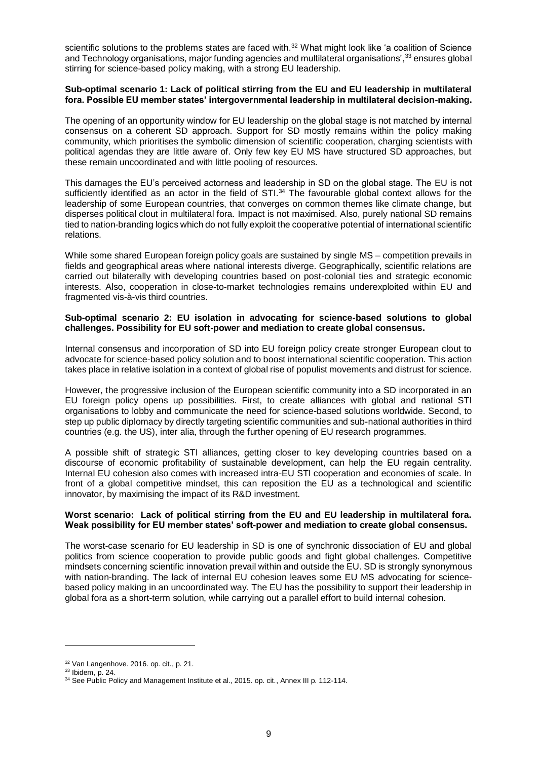scientific solutions to the problems states are faced with.[32] What might look like 'a coalition of Science and Technology organisations, major funding agencies and multilateral organisations',[33] ensures global stirring for science-based policy making, with a strong EU leadership.

**Sub-optimal scenario 1: Lack of political stirring from the EU and EU leadership in multilateral fora. Possible EU member states' intergovernmental leadership in multilateral decision-making.**

The opening of an opportunity window for EU leadership on the global stage is not matched by internal consensus on a coherent SD approach. Support for SD mostly remains within the policy making community, which prioritises the symbolic dimension of scientific cooperation, charging scientists with political agendas they are little aware of. Only few key EU MS have structured SD approaches, but these remain uncoordinated and with little pooling of resources.

This damages the EU's perceived actorness and leadership in SD on the global stage. The EU is not sufficiently identified as an actor in the field of STI.[34] The favourable global context allows for the leadership of some European countries, that converges on common themes like climate change, but disperses political clout in multilateral fora. Impact is not maximised. Also, purely national SD remains tied to nation-branding logics which do not fully exploit the cooperative potential of international scientific relations.

While some shared European foreign policy goals are sustained by single MS – competition prevails in fields and geographical areas where national interests diverge. Geographically, scientific relations are carried out bilaterally with developing countries based on post-colonial ties and strategic economic interests. Also, cooperation in close-to-market technologies remains underexploited within EU and fragmented vis-à-vis third countries.

**Sub-optimal scenario 2: EU isolation in advocating for science-based solutions to global challenges. Possibility for EU soft-power and mediation to create global consensus.**

Internal consensus and incorporation of SD into EU foreign policy create stronger European clout to advocate for science-based policy solution and to boost international scientific cooperation. This action takes place in relative isolation in a context of global rise of populist movements and distrust for science.

However, the progressive inclusion of the European scientific community into a SD incorporated in an EU foreign policy opens up possibilities. First, to create alliances with global and national STI organisations to lobby and communicate the need for science-based solutions worldwide. Second, to step up public diplomacy by directly targeting scientific communities and sub-national authorities in third countries (e.g. the US), inter alia, through the further opening of EU research programmes.

A possible shift of strategic STI alliances, getting closer to key developing countries based on a discourse of economic profitability of sustainable development, can help the EU regain centrality. Internal EU cohesion also comes with increased intra-EU STI cooperation and economies of scale. In front of a global competitive mindset, this can reposition the EU as a technological and scientific innovator, by maximising the impact of its R&D investment.

**Worst scenario: Lack of political stirring from the EU and EU leadership in multilateral fora. Weak possibility for EU member states' soft-power and mediation to create global consensus.**

The worst-case scenario for EU leadership in SD is one of synchronic dissociation of EU and global politics from science cooperation to provide public goods and fight global challenges. Competitive mindsets concerning scientific innovation prevail within and outside the EU. SD is strongly synonymous with nation-branding. The lack of internal EU cohesion leaves some EU MS advocating for science-based policy making in an uncoordinated way. The EU has the possibility to support their leadership in global fora as a short-term solution, while carrying out a parallel effort to build internal cohesion.

---

[32] Van Langenhove. 2016. op. cit., p. 21.

[33] Ibidem, p. 24.

[34] See Public Policy and Management Institute et al., 2015. op. cit., Annex III p. 112-114.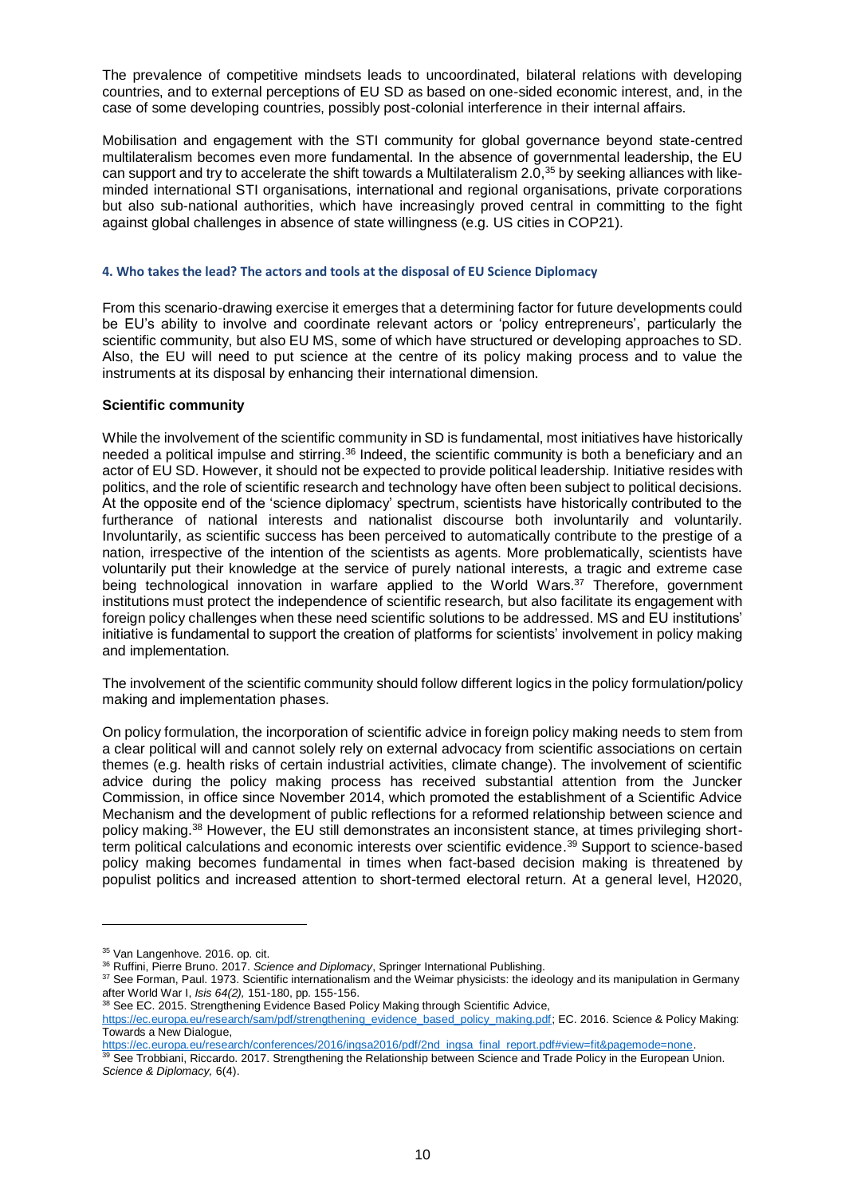The prevalence of competitive mindsets leads to uncoordinated, bilateral relations with developing countries, and to external perceptions of EU SD as based on one-sided economic interest, and, in the case of some developing countries, possibly post-colonial interference in their internal affairs.

Mobilisation and engagement with the STI community for global governance beyond state-centred multilateralism becomes even more fundamental. In the absence of governmental leadership, the EU can support and try to accelerate the shift towards a Multilateralism 2.0,[35] by seeking alliances with like-minded international STI organisations, international and regional organisations, private corporations but also sub-national authorities, which have increasingly proved central in committing to the fight against global challenges in absence of state willingness (e.g. US cities in COP21).

#### 4. Who takes the lead? The actors and tools at the disposal of EU Science Diplomacy

From this scenario-drawing exercise it emerges that a determining factor for future developments could be EU's ability to involve and coordinate relevant actors or 'policy entrepreneurs', particularly the scientific community, but also EU MS, some of which have structured or developing approaches to SD. Also, the EU will need to put science at the centre of its policy making process and to value the instruments at its disposal by enhancing their international dimension.

**Scientific community**

While the involvement of the scientific community in SD is fundamental, most initiatives have historically needed a political impulse and stirring.[36] Indeed, the scientific community is both a beneficiary and an actor of EU SD. However, it should not be expected to provide political leadership. Initiative resides with politics, and the role of scientific research and technology have often been subject to political decisions. At the opposite end of the 'science diplomacy' spectrum, scientists have historically contributed to the furtherance of national interests and nationalist discourse both involuntarily and voluntarily. Involuntarily, as scientific success has been perceived to automatically contribute to the prestige of a nation, irrespective of the intention of the scientists as agents. More problematically, scientists have voluntarily put their knowledge at the service of purely national interests, a tragic and extreme case being technological innovation in warfare applied to the World Wars.[37] Therefore, government institutions must protect the independence of scientific research, but also facilitate its engagement with foreign policy challenges when these need scientific solutions to be addressed. MS and EU institutions' initiative is fundamental to support the creation of platforms for scientists' involvement in policy making and implementation.

The involvement of the scientific community should follow different logics in the policy formulation/policy making and implementation phases.

On policy formulation, the incorporation of scientific advice in foreign policy making needs to stem from a clear political will and cannot solely rely on external advocacy from scientific associations on certain themes (e.g. health risks of certain industrial activities, climate change). The involvement of scientific advice during the policy making process has received substantial attention from the Juncker Commission, in office since November 2014, which promoted the establishment of a Scientific Advice Mechanism and the development of public reflections for a reformed relationship between science and policy making.[38] However, the EU still demonstrates an inconsistent stance, at times privileging short-term political calculations and economic interests over scientific evidence.[39] Support to science-based policy making becomes fundamental in times when fact-based decision making is threatened by populist politics and increased attention to short-termed electoral return. At a general level, H2020,

---

[35] Van Langenhove. 2016. op. cit.

[36] Ruffini, Pierre Bruno. 2017. *Science and Diplomacy*, Springer International Publishing.

[37] See Forman, Paul. 1973. Scientific internationalism and the Weimar physicists: the ideology and its manipulation in Germany after World War I, *Isis 64(2),* 151-180, pp. 155-156.

[38] See EC. 2015. Strengthening Evidence Based Policy Making through Scientific Advice, https://ec.europa.eu/research/sam/pdf/strengthening_evidence_based_policy_making.pdf; EC. 2016. Science & Policy Making: Towards a New Dialogue, https://ec.europa.eu/research/conferences/2016/ingsa2016/pdf/2nd_ingsa_final_report.pdf#view=fit&pagemode=none.

[39] See Trobbiani, Riccardo. 2017. Strengthening the Relationship between Science and Trade Policy in the European Union. *Science & Diplomacy,* 6(4).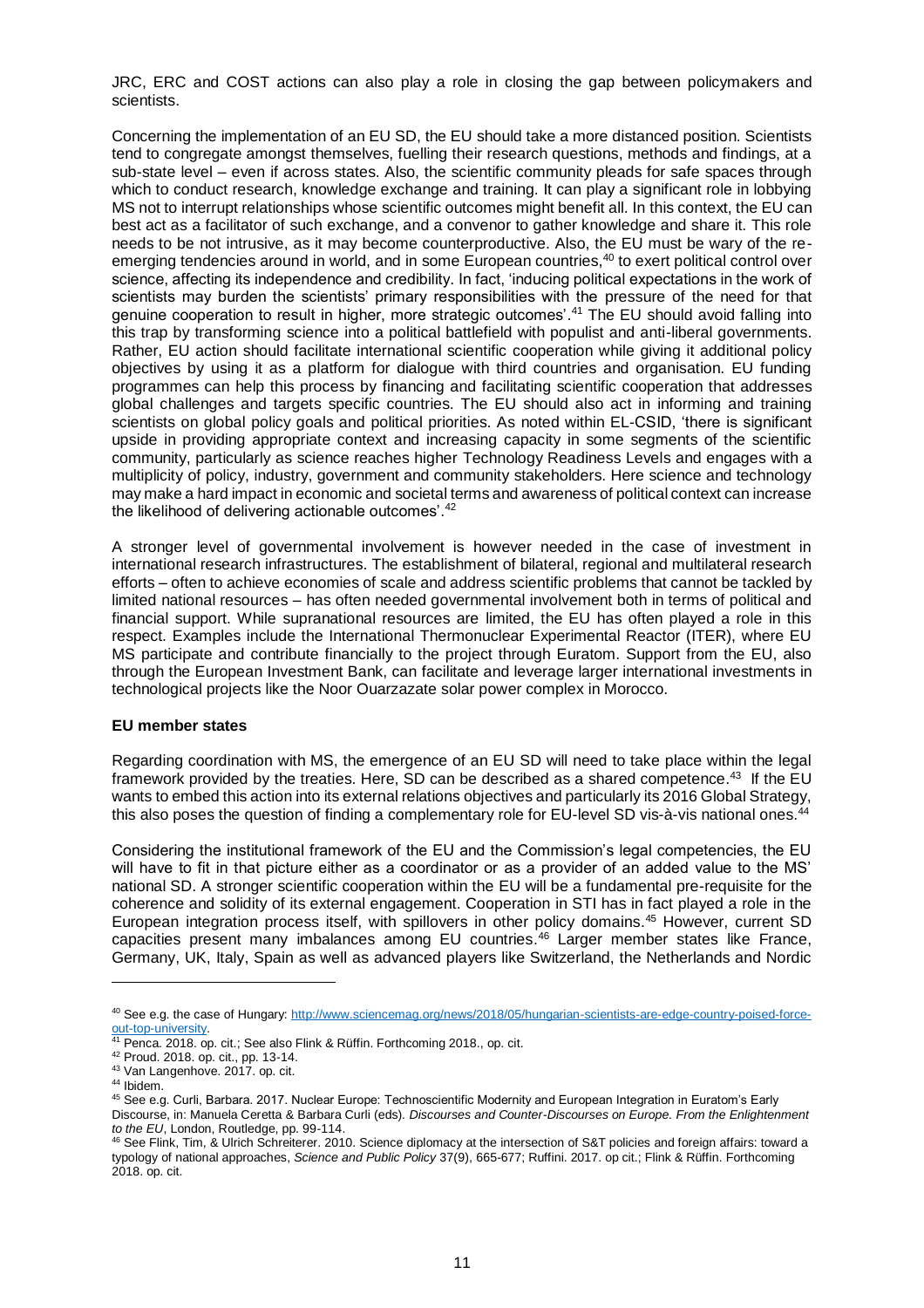JRC, ERC and COST actions can also play a role in closing the gap between policymakers and scientists.

Concerning the implementation of an EU SD, the EU should take a more distanced position. Scientists tend to congregate amongst themselves, fuelling their research questions, methods and findings, at a sub-state level – even if across states. Also, the scientific community pleads for safe spaces through which to conduct research, knowledge exchange and training. It can play a significant role in lobbying MS not to interrupt relationships whose scientific outcomes might benefit all. In this context, the EU can best act as a facilitator of such exchange, and a convenor to gather knowledge and share it. This role needs to be not intrusive, as it may become counterproductive. Also, the EU must be wary of the re-emerging tendencies around in world, and in some European countries,[40] to exert political control over science, affecting its independence and credibility. In fact, 'inducing political expectations in the work of scientists may burden the scientists' primary responsibilities with the pressure of the need for that genuine cooperation to result in higher, more strategic outcomes'.[41] The EU should avoid falling into this trap by transforming science into a political battlefield with populist and anti-liberal governments. Rather, EU action should facilitate international scientific cooperation while giving it additional policy objectives by using it as a platform for dialogue with third countries and organisation. EU funding programmes can help this process by financing and facilitating scientific cooperation that addresses global challenges and targets specific countries. The EU should also act in informing and training scientists on global policy goals and political priorities. As noted within EL-CSID, 'there is significant upside in providing appropriate context and increasing capacity in some segments of the scientific community, particularly as science reaches higher Technology Readiness Levels and engages with a multiplicity of policy, industry, government and community stakeholders. Here science and technology may make a hard impact in economic and societal terms and awareness of political context can increase the likelihood of delivering actionable outcomes'.[42]

A stronger level of governmental involvement is however needed in the case of investment in international research infrastructures. The establishment of bilateral, regional and multilateral research efforts – often to achieve economies of scale and address scientific problems that cannot be tackled by limited national resources – has often needed governmental involvement both in terms of political and financial support. While supranational resources are limited, the EU has often played a role in this respect. Examples include the International Thermonuclear Experimental Reactor (ITER), where EU MS participate and contribute financially to the project through Euratom. Support from the EU, also through the European Investment Bank, can facilitate and leverage larger international investments in technological projects like the Noor Ouarzazate solar power complex in Morocco.

**EU member states**

Regarding coordination with MS, the emergence of an EU SD will need to take place within the legal framework provided by the treaties. Here, SD can be described as a shared competence.[43] If the EU wants to embed this action into its external relations objectives and particularly its 2016 Global Strategy, this also poses the question of finding a complementary role for EU-level SD vis-à-vis national ones.[44]

Considering the institutional framework of the EU and the Commission's legal competencies, the EU will have to fit in that picture either as a coordinator or as a provider of an added value to the MS' national SD. A stronger scientific cooperation within the EU will be a fundamental pre-requisite for the coherence and solidity of its external engagement. Cooperation in STI has in fact played a role in the European integration process itself, with spillovers in other policy domains.[45] However, current SD capacities present many imbalances among EU countries.[46] Larger member states like France, Germany, UK, Italy, Spain as well as advanced players like Switzerland, the Netherlands and Nordic

---

[40] See e.g. the case of Hungary: http://www.sciencemag.org/news/2018/05/hungarian-scientists-are-edge-country-poised-force-out-top-university.

[41] Penca. 2018. op. cit.; See also Flink & Rüffin. Forthcoming 2018., op. cit.

[42] Proud. 2018. op. cit., pp. 13-14.

[43] Van Langenhove. 2017. op. cit.

[44] Ibidem.

[45] See e.g. Curli, Barbara. 2017. Nuclear Europe: Technoscientific Modernity and European Integration in Euratom's Early Discourse, in: Manuela Ceretta & Barbara Curli (eds). *Discourses and Counter-Discourses on Europe. From the Enlightenment to the EU*, London, Routledge, pp. 99-114.

[46] See Flink, Tim, & Ulrich Schreiterer. 2010. Science diplomacy at the intersection of S&T policies and foreign affairs: toward a typology of national approaches, *Science and Public Policy* 37(9), 665-677; Ruffini. 2017. op cit.; Flink & Rüffin. Forthcoming 2018. op. cit.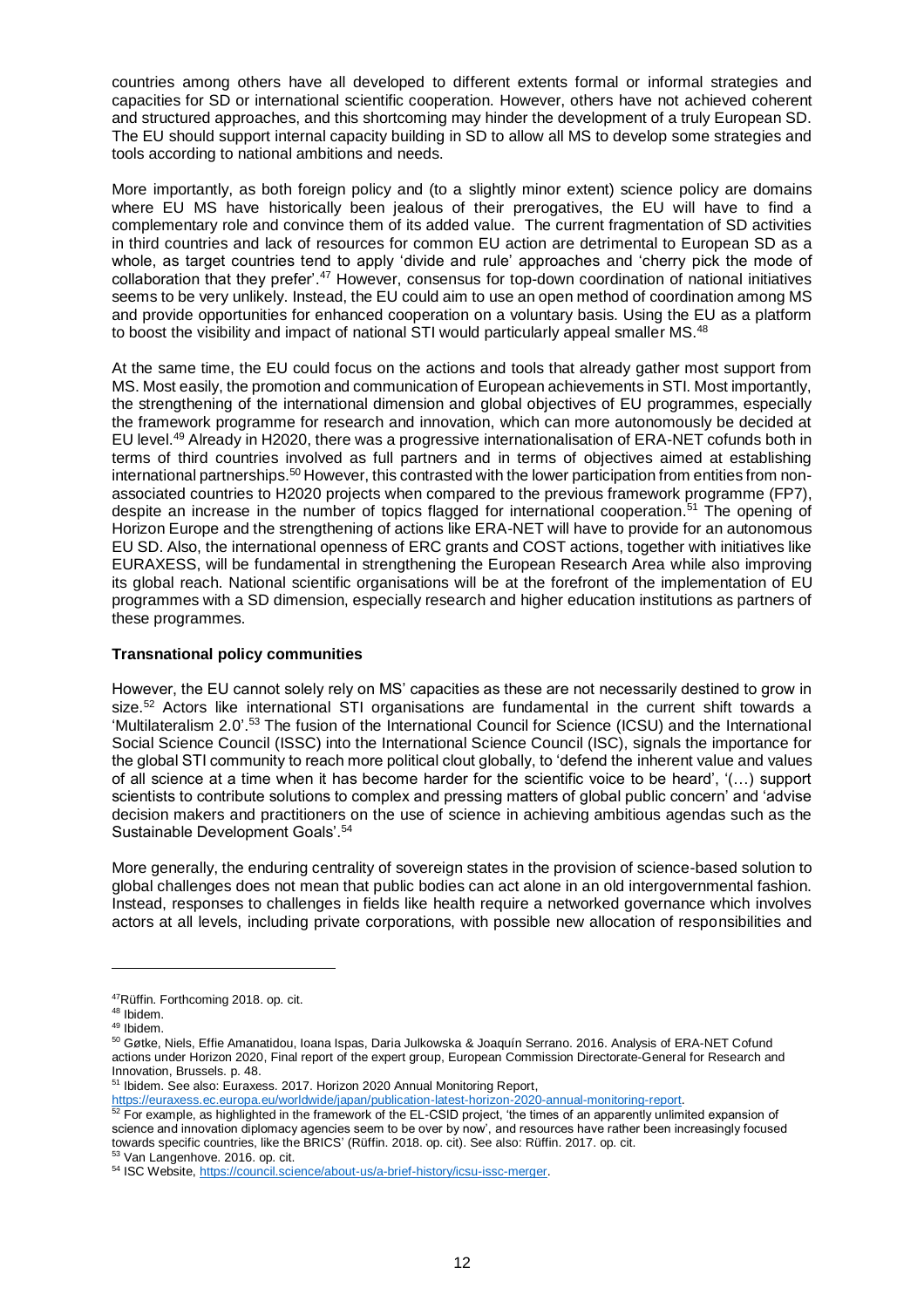countries among others have all developed to different extents formal or informal strategies and capacities for SD or international scientific cooperation. However, others have not achieved coherent and structured approaches, and this shortcoming may hinder the development of a truly European SD. The EU should support internal capacity building in SD to allow all MS to develop some strategies and tools according to national ambitions and needs.

More importantly, as both foreign policy and (to a slightly minor extent) science policy are domains where EU MS have historically been jealous of their prerogatives, the EU will have to find a complementary role and convince them of its added value. The current fragmentation of SD activities in third countries and lack of resources for common EU action are detrimental to European SD as a whole, as target countries tend to apply 'divide and rule' approaches and 'cherry pick the mode of collaboration that they prefer'.[47] However, consensus for top-down coordination of national initiatives seems to be very unlikely. Instead, the EU could aim to use an open method of coordination among MS and provide opportunities for enhanced cooperation on a voluntary basis. Using the EU as a platform to boost the visibility and impact of national STI would particularly appeal smaller MS.[48]

At the same time, the EU could focus on the actions and tools that already gather most support from MS. Most easily, the promotion and communication of European achievements in STI. Most importantly, the strengthening of the international dimension and global objectives of EU programmes, especially the framework programme for research and innovation, which can more autonomously be decided at EU level.[49] Already in H2020, there was a progressive internationalisation of ERA-NET cofunds both in terms of third countries involved as full partners and in terms of objectives aimed at establishing international partnerships.[50] However, this contrasted with the lower participation from entities from non-associated countries to H2020 projects when compared to the previous framework programme (FP7), despite an increase in the number of topics flagged for international cooperation.[51] The opening of Horizon Europe and the strengthening of actions like ERA-NET will have to provide for an autonomous EU SD. Also, the international openness of ERC grants and COST actions, together with initiatives like EURAXESS, will be fundamental in strengthening the European Research Area while also improving its global reach. National scientific organisations will be at the forefront of the implementation of EU programmes with a SD dimension, especially research and higher education institutions as partners of these programmes.

**Transnational policy communities**

However, the EU cannot solely rely on MS' capacities as these are not necessarily destined to grow in size.[52] Actors like international STI organisations are fundamental in the current shift towards a 'Multilateralism 2.0'.[53] The fusion of the International Council for Science (ICSU) and the International Social Science Council (ISSC) into the International Science Council (ISC), signals the importance for the global STI community to reach more political clout globally, to 'defend the inherent value and values of all science at a time when it has become harder for the scientific voice to be heard', '(…) support scientists to contribute solutions to complex and pressing matters of global public concern' and 'advise decision makers and practitioners on the use of science in achieving ambitious agendas such as the Sustainable Development Goals'.[54]

More generally, the enduring centrality of sovereign states in the provision of science-based solution to global challenges does not mean that public bodies can act alone in an old intergovernmental fashion. Instead, responses to challenges in fields like health require a networked governance which involves actors at all levels, including private corporations, with possible new allocation of responsibilities and

---

[47] Rüffin. Forthcoming 2018. op. cit.

[48] Ibidem.

[49] Ibidem.

[50] Gøtke, Niels, Effie Amanatidou, Ioana Ispas, Daria Julkowska & Joaquín Serrano. 2016. Analysis of ERA-NET Cofund actions under Horizon 2020, Final report of the expert group, European Commission Directorate-General for Research and Innovation, Brussels. p. 48.

[51] Ibidem. See also: Euraxess. 2017. Horizon 2020 Annual Monitoring Report, https://euraxess.ec.europa.eu/worldwide/japan/publication-latest-horizon-2020-annual-monitoring-report.

[52] For example, as highlighted in the framework of the EL-CSID project, 'the times of an apparently unlimited expansion of science and innovation diplomacy agencies seem to be over by now', and resources have rather been increasingly focused towards specific countries, like the BRICS' (Rüffin. 2018. op. cit). See also: Rüffin. 2017. op. cit.

[53] Van Langenhove. 2016. op. cit.

[54] ISC Website, https://council.science/about-us/a-brief-history/icsu-issc-merger.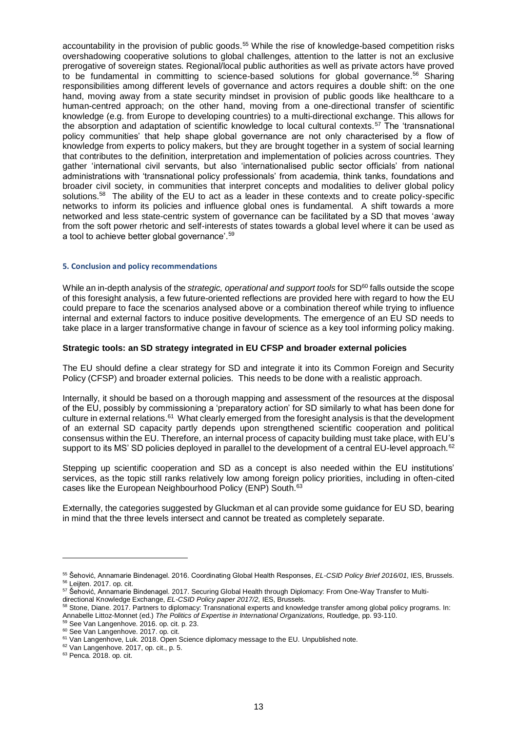accountability in the provision of public goods.[55] While the rise of knowledge-based competition risks overshadowing cooperative solutions to global challenges, attention to the latter is not an exclusive prerogative of sovereign states. Regional/local public authorities as well as private actors have proved to be fundamental in committing to science-based solutions for global governance.[56] Sharing responsibilities among different levels of governance and actors requires a double shift: on the one hand, moving away from a state security mindset in provision of public goods like healthcare to a human-centred approach; on the other hand, moving from a one-directional transfer of scientific knowledge (e.g. from Europe to developing countries) to a multi-directional exchange. This allows for the absorption and adaptation of scientific knowledge to local cultural contexts.[57] The 'transnational policy communities' that help shape global governance are not only characterised by a flow of knowledge from experts to policy makers, but they are brought together in a system of social learning that contributes to the definition, interpretation and implementation of policies across countries. They gather 'international civil servants, but also 'internationalised public sector officials' from national administrations with 'transnational policy professionals' from academia, think tanks, foundations and broader civil society, in communities that interpret concepts and modalities to deliver global policy solutions.[58] The ability of the EU to act as a leader in these contexts and to create policy-specific networks to inform its policies and influence global ones is fundamental. A shift towards a more networked and less state-centric system of governance can be facilitated by a SD that moves 'away from the soft power rhetoric and self-interests of states towards a global level where it can be used as a tool to achieve better global governance'.[59]

## 5. Conclusion and policy recommendations

While an in-depth analysis of the *strategic, operational and support tools* for SD[60] falls outside the scope of this foresight analysis, a few future-oriented reflections are provided here with regard to how the EU could prepare to face the scenarios analysed above or a combination thereof while trying to influence internal and external factors to induce positive developments. The emergence of an EU SD needs to take place in a larger transformative change in favour of science as a key tool informing policy making.

### Strategic tools: an SD strategy integrated in EU CFSP and broader external policies

The EU should define a clear strategy for SD and integrate it into its Common Foreign and Security Policy (CFSP) and broader external policies. This needs to be done with a realistic approach.

Internally, it should be based on a thorough mapping and assessment of the resources at the disposal of the EU, possibly by commissioning a 'preparatory action' for SD similarly to what has been done for culture in external relations.[61] What clearly emerged from the foresight analysis is that the development of an external SD capacity partly depends upon strengthened scientific cooperation and political consensus within the EU. Therefore, an internal process of capacity building must take place, with EU's support to its MS' SD policies deployed in parallel to the development of a central EU-level approach.[62]

Stepping up scientific cooperation and SD as a concept is also needed within the EU institutions' services, as the topic still ranks relatively low among foreign policy priorities, including in often-cited cases like the European Neighbourhood Policy (ENP) South.[63]

Externally, the categories suggested by Gluckman et al can provide some guidance for EU SD, bearing in mind that the three levels intersect and cannot be treated as completely separate.

---

[55] Šehović, Annamarie Bindenagel. 2016. Coordinating Global Health Responses, *EL-CSID Policy Brief 2016/01,* IES, Brussels.
[56] Leijten. 2017. op. cit.
[57] Šehović, Annamarie Bindenagel. 2017. Securing Global Health through Diplomacy: From One-Way Transfer to Multi-directional Knowledge Exchange, *EL-CSID Policy paper 2017/2,* IES, Brussels.
[58] Stone, Diane. 2017. Partners to diplomacy: Transnational experts and knowledge transfer among global policy programs. In: Annabelle Littoz-Monnet (ed.) *The Politics of Expertise in International Organizations,* Routledge, pp. 93-110.
[59] See Van Langenhove. 2016. op. cit. p. 23.
[60] See Van Langenhove. 2017. op. cit.
[61] Van Langenhove, Luk. 2018. Open Science diplomacy message to the EU. Unpublished note.
[62] Van Langenhove. 2017, op. cit., p. 5.
[63] Penca. 2018. op. cit.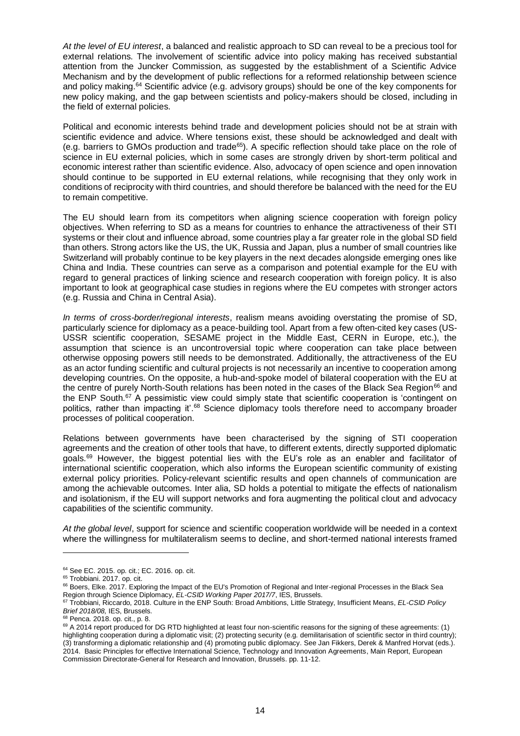*At the level of EU interest*, a balanced and realistic approach to SD can reveal to be a precious tool for external relations. The involvement of scientific advice into policy making has received substantial attention from the Juncker Commission, as suggested by the establishment of a Scientific Advice Mechanism and by the development of public reflections for a reformed relationship between science and policy making.[64] Scientific advice (e.g. advisory groups) should be one of the key components for new policy making, and the gap between scientists and policy-makers should be closed, including in the field of external policies.

Political and economic interests behind trade and development policies should not be at strain with scientific evidence and advice. Where tensions exist, these should be acknowledged and dealt with (e.g. barriers to GMOs production and trade[65]). A specific reflection should take place on the role of science in EU external policies, which in some cases are strongly driven by short-term political and economic interest rather than scientific evidence. Also, advocacy of open science and open innovation should continue to be supported in EU external relations, while recognising that they only work in conditions of reciprocity with third countries, and should therefore be balanced with the need for the EU to remain competitive.

The EU should learn from its competitors when aligning science cooperation with foreign policy objectives. When referring to SD as a means for countries to enhance the attractiveness of their STI systems or their clout and influence abroad, some countries play a far greater role in the global SD field than others. Strong actors like the US, the UK, Russia and Japan, plus a number of small countries like Switzerland will probably continue to be key players in the next decades alongside emerging ones like China and India. These countries can serve as a comparison and potential example for the EU with regard to general practices of linking science and research cooperation with foreign policy. It is also important to look at geographical case studies in regions where the EU competes with stronger actors (e.g. Russia and China in Central Asia).

*In terms of cross-border/regional interests*, realism means avoiding overstating the promise of SD, particularly science for diplomacy as a peace-building tool. Apart from a few often-cited key cases (US-USSR scientific cooperation, SESAME project in the Middle East, CERN in Europe, etc.), the assumption that science is an uncontroversial topic where cooperation can take place between otherwise opposing powers still needs to be demonstrated. Additionally, the attractiveness of the EU as an actor funding scientific and cultural projects is not necessarily an incentive to cooperation among developing countries. On the opposite, a hub-and-spoke model of bilateral cooperation with the EU at the centre of purely North-South relations has been noted in the cases of the Black Sea Region[66] and the ENP South.[67] A pessimistic view could simply state that scientific cooperation is 'contingent on politics, rather than impacting it'.[68] Science diplomacy tools therefore need to accompany broader processes of political cooperation.

Relations between governments have been characterised by the signing of STI cooperation agreements and the creation of other tools that have, to different extents, directly supported diplomatic goals.[69] However, the biggest potential lies with the EU's role as an enabler and facilitator of international scientific cooperation, which also informs the European scientific community of existing external policy priorities. Policy-relevant scientific results and open channels of communication are among the achievable outcomes. Inter alia, SD holds a potential to mitigate the effects of nationalism and isolationism, if the EU will support networks and fora augmenting the political clout and advocacy capabilities of the scientific community.

*At the global level*, support for science and scientific cooperation worldwide will be needed in a context where the willingness for multilateralism seems to decline, and short-termed national interests framed

---

[64] See EC. 2015. op. cit.; EC. 2016. op. cit.

[65] Trobbiani. 2017. op. cit.

[66] Boers, Elke. 2017. Exploring the Impact of the EU's Promotion of Regional and Inter-regional Processes in the Black Sea Region through Science Diplomacy, *EL-CSID Working Paper 2017/7*, IES, Brussels.

[67] Trobbiani, Riccardo, 2018. Culture in the ENP South: Broad Ambitions, Little Strategy, Insufficient Means, *EL-CSID Policy Brief 2018/08,* IES, Brussels.

[68] Penca. 2018. op. cit., p. 8.

[69] A 2014 report produced for DG RTD highlighted at least four non-scientific reasons for the signing of these agreements: (1) highlighting cooperation during a diplomatic visit; (2) protecting security (e.g. demilitarisation of scientific sector in third country); (3) transforming a diplomatic relationship and (4) promoting public diplomacy. See Jan Fikkers, Derek & Manfred Horvat (eds.). 2014. Basic Principles for effective International Science, Technology and Innovation Agreements, Main Report, European Commission Directorate-General for Research and Innovation, Brussels. pp. 11-12.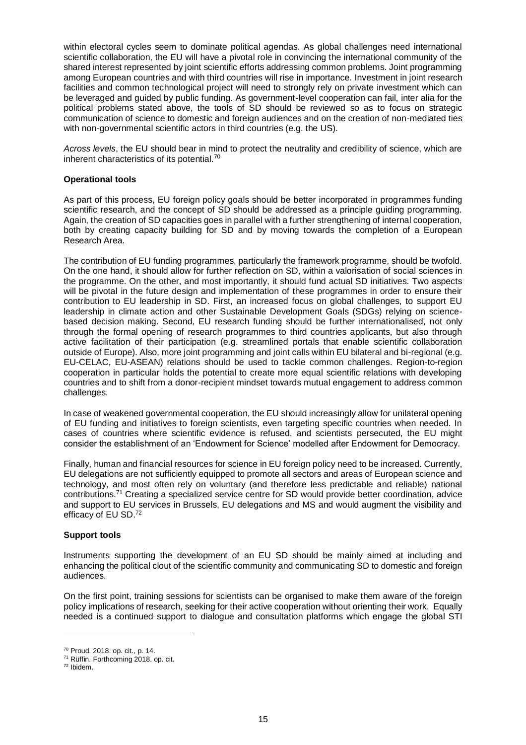within electoral cycles seem to dominate political agendas. As global challenges need international scientific collaboration, the EU will have a pivotal role in convincing the international community of the shared interest represented by joint scientific efforts addressing common problems. Joint programming among European countries and with third countries will rise in importance. Investment in joint research facilities and common technological project will need to strongly rely on private investment which can be leveraged and guided by public funding. As government-level cooperation can fail, inter alia for the political problems stated above, the tools of SD should be reviewed so as to focus on strategic communication of science to domestic and foreign audiences and on the creation of non-mediated ties with non-governmental scientific actors in third countries (e.g. the US).

*Across levels*, the EU should bear in mind to protect the neutrality and credibility of science, which are inherent characteristics of its potential.[70]

**Operational tools**

As part of this process, EU foreign policy goals should be better incorporated in programmes funding scientific research, and the concept of SD should be addressed as a principle guiding programming. Again, the creation of SD capacities goes in parallel with a further strengthening of internal cooperation, both by creating capacity building for SD and by moving towards the completion of a European Research Area.

The contribution of EU funding programmes, particularly the framework programme, should be twofold. On the one hand, it should allow for further reflection on SD, within a valorisation of social sciences in the programme. On the other, and most importantly, it should fund actual SD initiatives. Two aspects will be pivotal in the future design and implementation of these programmes in order to ensure their contribution to EU leadership in SD. First, an increased focus on global challenges, to support EU leadership in climate action and other Sustainable Development Goals (SDGs) relying on science-based decision making. Second, EU research funding should be further internationalised, not only through the formal opening of research programmes to third countries applicants, but also through active facilitation of their participation (e.g. streamlined portals that enable scientific collaboration outside of Europe). Also, more joint programming and joint calls within EU bilateral and bi-regional (e.g. EU-CELAC, EU-ASEAN) relations should be used to tackle common challenges. Region-to-region cooperation in particular holds the potential to create more equal scientific relations with developing countries and to shift from a donor-recipient mindset towards mutual engagement to address common challenges.

In case of weakened governmental cooperation, the EU should increasingly allow for unilateral opening of EU funding and initiatives to foreign scientists, even targeting specific countries when needed. In cases of countries where scientific evidence is refused, and scientists persecuted, the EU might consider the establishment of an 'Endowment for Science' modelled after Endowment for Democracy.

Finally, human and financial resources for science in EU foreign policy need to be increased. Currently, EU delegations are not sufficiently equipped to promote all sectors and areas of European science and technology, and most often rely on voluntary (and therefore less predictable and reliable) national contributions.[71] Creating a specialized service centre for SD would provide better coordination, advice and support to EU services in Brussels, EU delegations and MS and would augment the visibility and efficacy of EU SD.[72]

**Support tools**

Instruments supporting the development of an EU SD should be mainly aimed at including and enhancing the political clout of the scientific community and communicating SD to domestic and foreign audiences.

On the first point, training sessions for scientists can be organised to make them aware of the foreign policy implications of research, seeking for their active cooperation without orienting their work. Equally needed is a continued support to dialogue and consultation platforms which engage the global STI

[70] Proud. 2018. op. cit., p. 14.
[71] Rüffin. Forthcoming 2018. op. cit.
[72] Ibidem.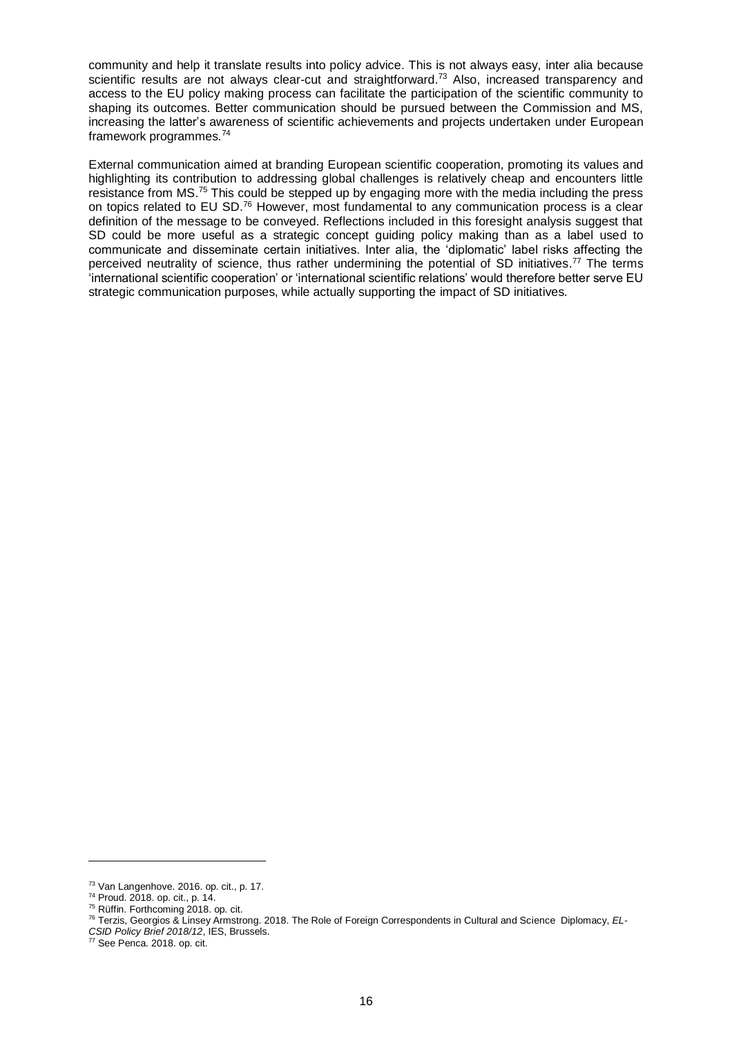community and help it translate results into policy advice. This is not always easy, inter alia because scientific results are not always clear-cut and straightforward.[73] Also, increased transparency and access to the EU policy making process can facilitate the participation of the scientific community to shaping its outcomes. Better communication should be pursued between the Commission and MS, increasing the latter's awareness of scientific achievements and projects undertaken under European framework programmes.[74]

External communication aimed at branding European scientific cooperation, promoting its values and highlighting its contribution to addressing global challenges is relatively cheap and encounters little resistance from MS.[75] This could be stepped up by engaging more with the media including the press on topics related to EU SD.[76] However, most fundamental to any communication process is a clear definition of the message to be conveyed. Reflections included in this foresight analysis suggest that SD could be more useful as a strategic concept guiding policy making than as a label used to communicate and disseminate certain initiatives. Inter alia, the 'diplomatic' label risks affecting the perceived neutrality of science, thus rather undermining the potential of SD initiatives.[77] The terms 'international scientific cooperation' or 'international scientific relations' would therefore better serve EU strategic communication purposes, while actually supporting the impact of SD initiatives.

---

[73] Van Langenhove. 2016. op. cit., p. 17.

[74] Proud. 2018. op. cit., p. 14.

[75] Rüffin. Forthcoming 2018. op. cit.

[76] Terzis, Georgios & Linsey Armstrong. 2018. The Role of Foreign Correspondents in Cultural and Science Diplomacy, *EL-CSID Policy Brief 2018/12*, IES, Brussels.

[77] See Penca. 2018. op. cit.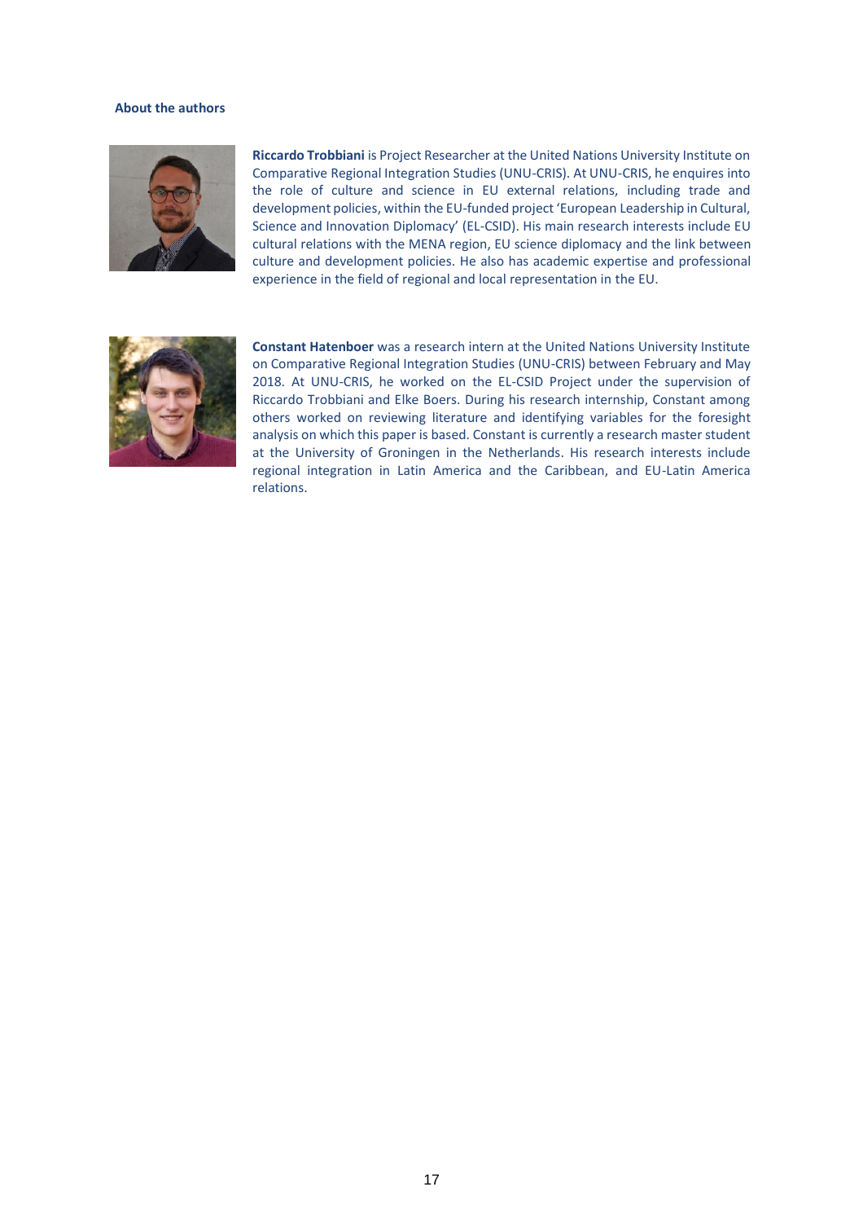### About the authors

**Riccardo Trobbiani** is Project Researcher at the United Nations University Institute on Comparative Regional Integration Studies (UNU-CRIS). At UNU-CRIS, he enquires into the role of culture and science in EU external relations, including trade and development policies, within the EU-funded project 'European Leadership in Cultural, Science and Innovation Diplomacy' (EL-CSID). His main research interests include EU cultural relations with the MENA region, EU science diplomacy and the link between culture and development policies. He also has academic expertise and professional experience in the field of regional and local representation in the EU.

**Constant Hatenboer** was a research intern at the United Nations University Institute on Comparative Regional Integration Studies (UNU-CRIS) between February and May 2018. At UNU-CRIS, he worked on the EL-CSID Project under the supervision of Riccardo Trobbiani and Elke Boers. During his research internship, Constant among others worked on reviewing literature and identifying variables for the foresight analysis on which this paper is based. Constant is currently a research master student at the University of Groningen in the Netherlands. His research interests include regional integration in Latin America and the Caribbean, and EU-Latin America relations.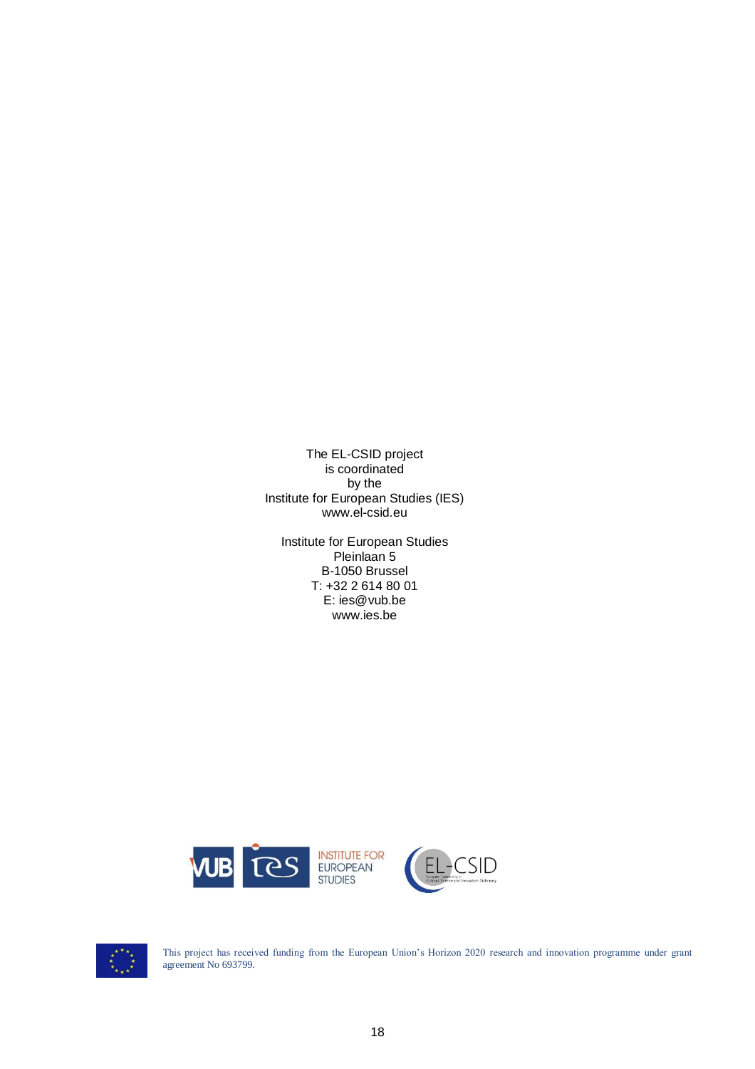The EL-CSID project
is coordinated
by the
Institute for European Studies (IES)
www.el-csid.eu

Institute for European Studies
Pleinlaan 5
B-1050 Brussel
T: +32 2 614 80 01
E: ies@vub.be
www.ies.be

This project has received funding from the European Union's Horizon 2020 research and innovation programme under grant agreement No 693799.